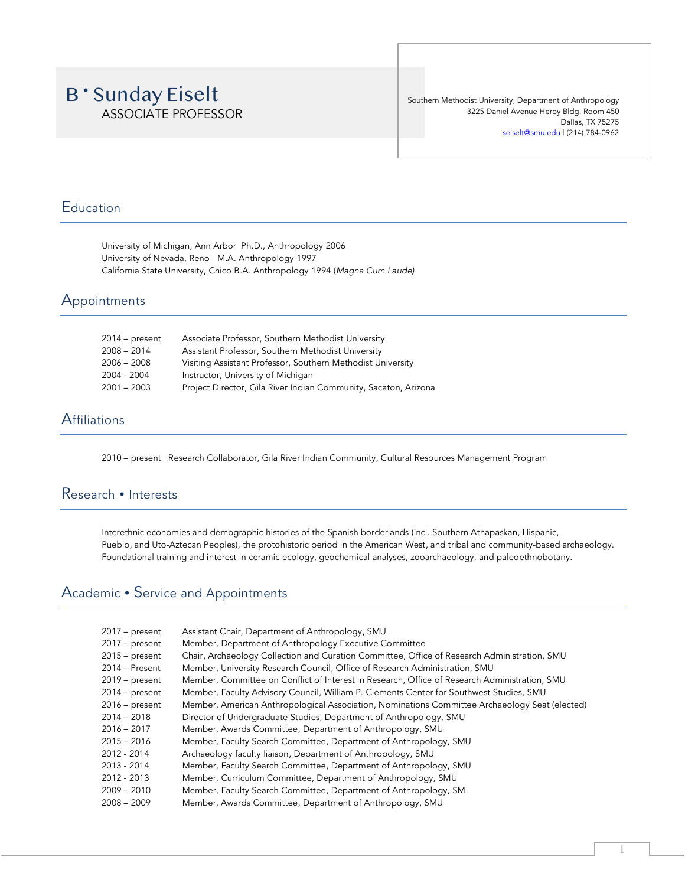# B • Sunday Eiselt

ASSOCIATE PROFESSOR

Southern Methodist University, Department of Anthropology
3225 Daniel Avenue Heroy Bldg. Room 450
Dallas, TX 75275
seiselt@smu.edu | (214) 784-0962

## Education

University of Michigan, Ann Arbor Ph.D., Anthropology 2006
University of Nevada, Reno M.A. Anthropology 1997
California State University, Chico B.A. Anthropology 1994 (*Magna Cum Laude)*

## Appointments

| | |
|---|---|
| 2014 – present | Associate Professor, Southern Methodist University |
| 2008 – 2014 | Assistant Professor, Southern Methodist University |
| 2006 – 2008 | Visiting Assistant Professor, Southern Methodist University |
| 2004 - 2004 | Instructor, University of Michigan |
| 2001 – 2003 | Project Director, Gila River Indian Community, Sacaton, Arizona |

## Affiliations

2010 – present Research Collaborator, Gila River Indian Community, Cultural Resources Management Program

## Research • Interests

Interethnic economies and demographic histories of the Spanish borderlands (incl. Southern Athapaskan, Hispanic, Pueblo, and Uto-Aztecan Peoples), the protohistoric period in the American West, and tribal and community-based archaeology. Foundational training and interest in ceramic ecology, geochemical analyses, zooarchaeology, and paleoethnobotany.

## Academic • Service and Appointments

| | |
|---|---|
| 2017 – present | Assistant Chair, Department of Anthropology, SMU |
| 2017 – present | Member, Department of Anthropology Executive Committee |
| 2015 – present | Chair, Archaeology Collection and Curation Committee, Office of Research Administration, SMU |
| 2014 – Present | Member, University Research Council, Office of Research Administration, SMU |
| 2019 – present | Member, Committee on Conflict of Interest in Research, Office of Research Administration, SMU |
| 2014 – present | Member, Faculty Advisory Council, William P. Clements Center for Southwest Studies, SMU |
| 2016 – present | Member, American Anthropological Association, Nominations Committee Archaeology Seat (elected) |
| 2014 – 2018 | Director of Undergraduate Studies, Department of Anthropology, SMU |
| 2016 – 2017 | Member, Awards Committee, Department of Anthropology, SMU |
| 2015 – 2016 | Member, Faculty Search Committee, Department of Anthropology, SMU |
| 2012 - 2014 | Archaeology faculty liaison, Department of Anthropology, SMU |
| 2013 - 2014 | Member, Faculty Search Committee, Department of Anthropology, SMU |
| 2012 - 2013 | Member, Curriculum Committee, Department of Anthropology, SMU |
| 2009 – 2010 | Member, Faculty Search Committee, Department of Anthropology, SM |
| 2008 – 2009 | Member, Awards Committee, Department of Anthropology, SMU |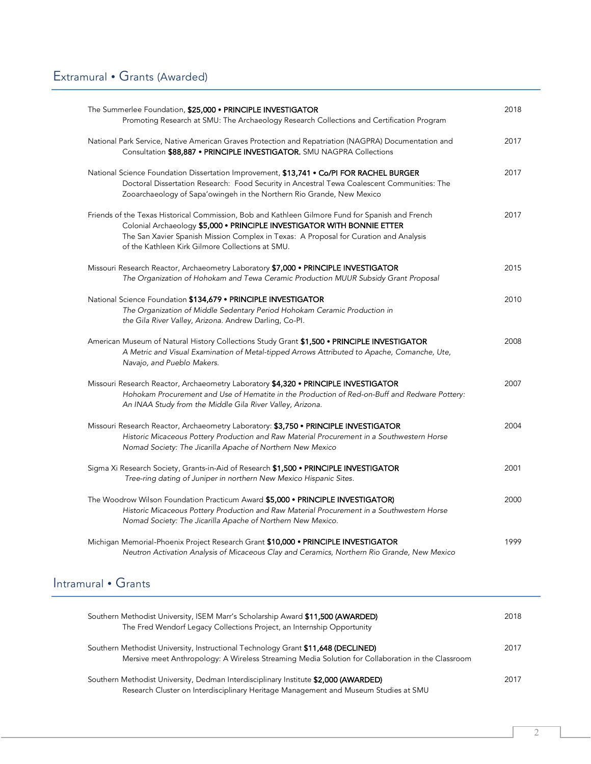## Extramural • Grants (Awarded)

The Summerlee Foundation, **$25,000 • PRINCIPLE INVESTIGATOR** 2018
Promoting Research at SMU: The Archaeology Research Collections and Certification Program

National Park Service, Native American Graves Protection and Repatriation (NAGPRA) Documentation and Consultation **$88,887 • PRINCIPLE INVESTIGATOR.** SMU NAGPRA Collections 2017

National Science Foundation Dissertation Improvement, **$13,741 • Co/PI FOR RACHEL BURGER** 2017
Doctoral Dissertation Research: Food Security in Ancestral Tewa Coalescent Communities: The Zooarchaeology of Sapa'owingeh in the Northern Rio Grande, New Mexico

Friends of the Texas Historical Commission, Bob and Kathleen Gilmore Fund for Spanish and French Colonial Archaeology **$5,000 • PRINCIPLE INVESTIGATOR WITH BONNIE ETTER** 2017
The San Xavier Spanish Mission Complex in Texas: A Proposal for Curation and Analysis of the Kathleen Kirk Gilmore Collections at SMU.

Missouri Research Reactor, Archaeometry Laboratory **$7,000 • PRINCIPLE INVESTIGATOR** 2015
*The Organization of Hohokam and Tewa Ceramic Production MUUR Subsidy Grant Proposal*

National Science Foundation **$134,679 • PRINCIPLE INVESTIGATOR** 2010
*The Organization of Middle Sedentary Period Hohokam Ceramic Production in the Gila River Valley, Arizona.* Andrew Darling, Co-PI.

American Museum of Natural History Collections Study Grant **$1,500 • PRINCIPLE INVESTIGATOR** 2008
*A Metric and Visual Examination of Metal-tipped Arrows Attributed to Apache, Comanche, Ute, Navajo, and Pueblo Makers.*

Missouri Research Reactor, Archaeometry Laboratory **$4,320 • PRINCIPLE INVESTIGATOR** 2007
*Hohokam Procurement and Use of Hematite in the Production of Red-on-Buff and Redware Pottery: An INAA Study from the Middle Gila River Valley, Arizona.*

Missouri Research Reactor, Archaeometry Laboratory: **$3,750 • PRINCIPLE INVESTIGATOR** 2004
*Historic Micaceous Pottery Production and Raw Material Procurement in a Southwestern Horse Nomad Society: The Jicarilla Apache of Northern New Mexico*

Sigma Xi Research Society, Grants-in-Aid of Research **$1,500 • PRINCIPLE INVESTIGATOR** 2001
*Tree-ring dating of Juniper in northern New Mexico Hispanic Sites.*

The Woodrow Wilson Foundation Practicum Award **$5,000 • PRINCIPLE INVESTIGATOR)** 2000
*Historic Micaceous Pottery Production and Raw Material Procurement in a Southwestern Horse Nomad Society: The Jicarilla Apache of Northern New Mexico.*

Michigan Memorial-Phoenix Project Research Grant **$10,000 • PRINCIPLE INVESTIGATOR** 1999
*Neutron Activation Analysis of Micaceous Clay and Ceramics, Northern Rio Grande, New Mexico*

## Intramural • Grants

Southern Methodist University, ISEM Marr's Scholarship Award **$11,500 (AWARDED)** 2018
The Fred Wendorf Legacy Collections Project, an Internship Opportunity

Southern Methodist University, Instructional Technology Grant **$11,648 (DECLINED)** 2017
Mersive meet Anthropology: A Wireless Streaming Media Solution for Collaboration in the Classroom

Southern Methodist University, Dedman Interdisciplinary Institute **$2,000 (AWARDED)** 2017
Research Cluster on Interdisciplinary Heritage Management and Museum Studies at SMU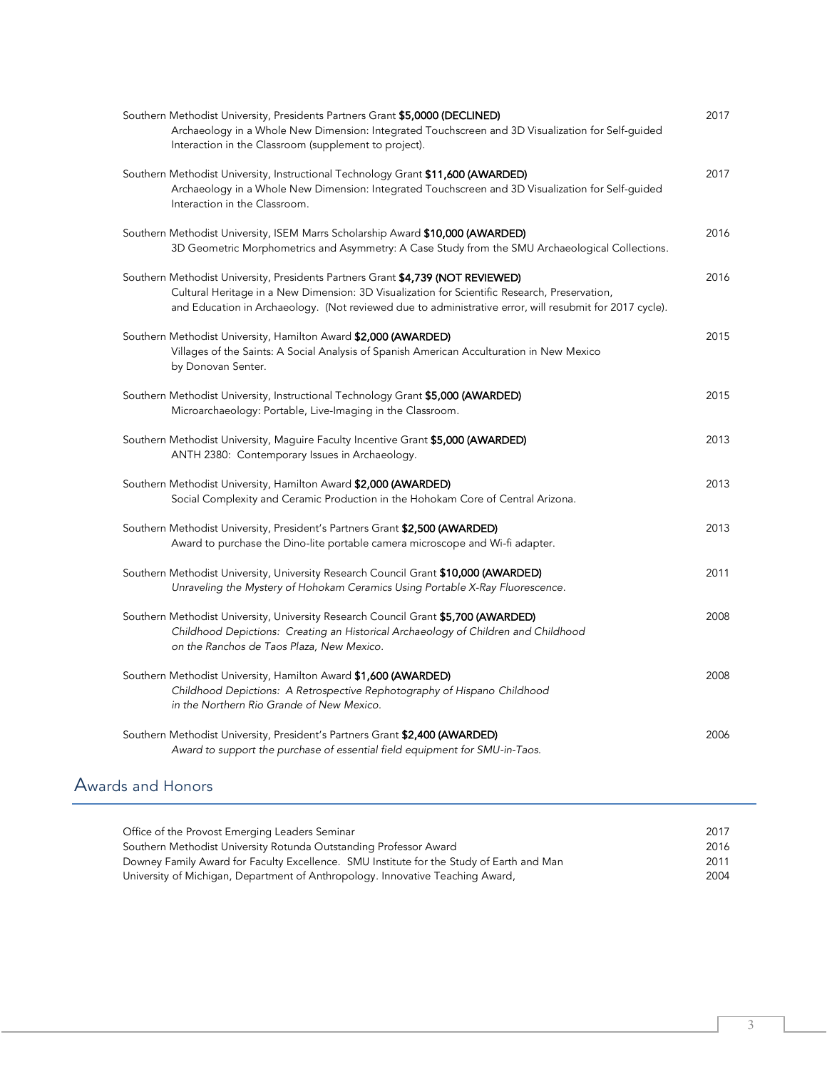Southern Methodist University, Presidents Partners Grant **$5,0000 (DECLINED)** 2017
Archaeology in a Whole New Dimension: Integrated Touchscreen and 3D Visualization for Self-guided Interaction in the Classroom (supplement to project).

Southern Methodist University, Instructional Technology Grant **$11,600 (AWARDED)** 2017
Archaeology in a Whole New Dimension: Integrated Touchscreen and 3D Visualization for Self-guided Interaction in the Classroom.

Southern Methodist University, ISEM Marrs Scholarship Award **$10,000 (AWARDED)** 2016
3D Geometric Morphometrics and Asymmetry: A Case Study from the SMU Archaeological Collections.

Southern Methodist University, Presidents Partners Grant **$4,739 (NOT REVIEWED)** 2016
Cultural Heritage in a New Dimension: 3D Visualization for Scientific Research, Preservation, and Education in Archaeology. (Not reviewed due to administrative error, will resubmit for 2017 cycle).

Southern Methodist University, Hamilton Award **$2,000 (AWARDED)** 2015
Villages of the Saints: A Social Analysis of Spanish American Acculturation in New Mexico by Donovan Senter.

Southern Methodist University, Instructional Technology Grant **$5,000 (AWARDED)** 2015
Microarchaeology: Portable, Live-Imaging in the Classroom.

Southern Methodist University, Maguire Faculty Incentive Grant **$5,000 (AWARDED)** 2013
ANTH 2380: Contemporary Issues in Archaeology.

Southern Methodist University, Hamilton Award **$2,000 (AWARDED)** 2013
Social Complexity and Ceramic Production in the Hohokam Core of Central Arizona.

Southern Methodist University, President's Partners Grant **$2,500 (AWARDED)** 2013
Award to purchase the Dino-lite portable camera microscope and Wi-fi adapter.

Southern Methodist University, University Research Council Grant **$10,000 (AWARDED)** 2011
*Unraveling the Mystery of Hohokam Ceramics Using Portable X-Ray Fluorescence.*

Southern Methodist University, University Research Council Grant **$5,700 (AWARDED)** 2008
*Childhood Depictions: Creating an Historical Archaeology of Children and Childhood on the Ranchos de Taos Plaza, New Mexico.*

Southern Methodist University, Hamilton Award **$1,600 (AWARDED)** 2008
*Childhood Depictions: A Retrospective Rephotography of Hispano Childhood in the Northern Rio Grande of New Mexico.*

Southern Methodist University, President's Partners Grant **$2,400 (AWARDED)** 2006
*Award to support the purchase of essential field equipment for SMU-in-Taos.*

## Awards and Honors

Office of the Provost Emerging Leaders Seminar 2017
Southern Methodist University Rotunda Outstanding Professor Award 2016
Downey Family Award for Faculty Excellence. SMU Institute for the Study of Earth and Man 2011
University of Michigan, Department of Anthropology. Innovative Teaching Award, 2004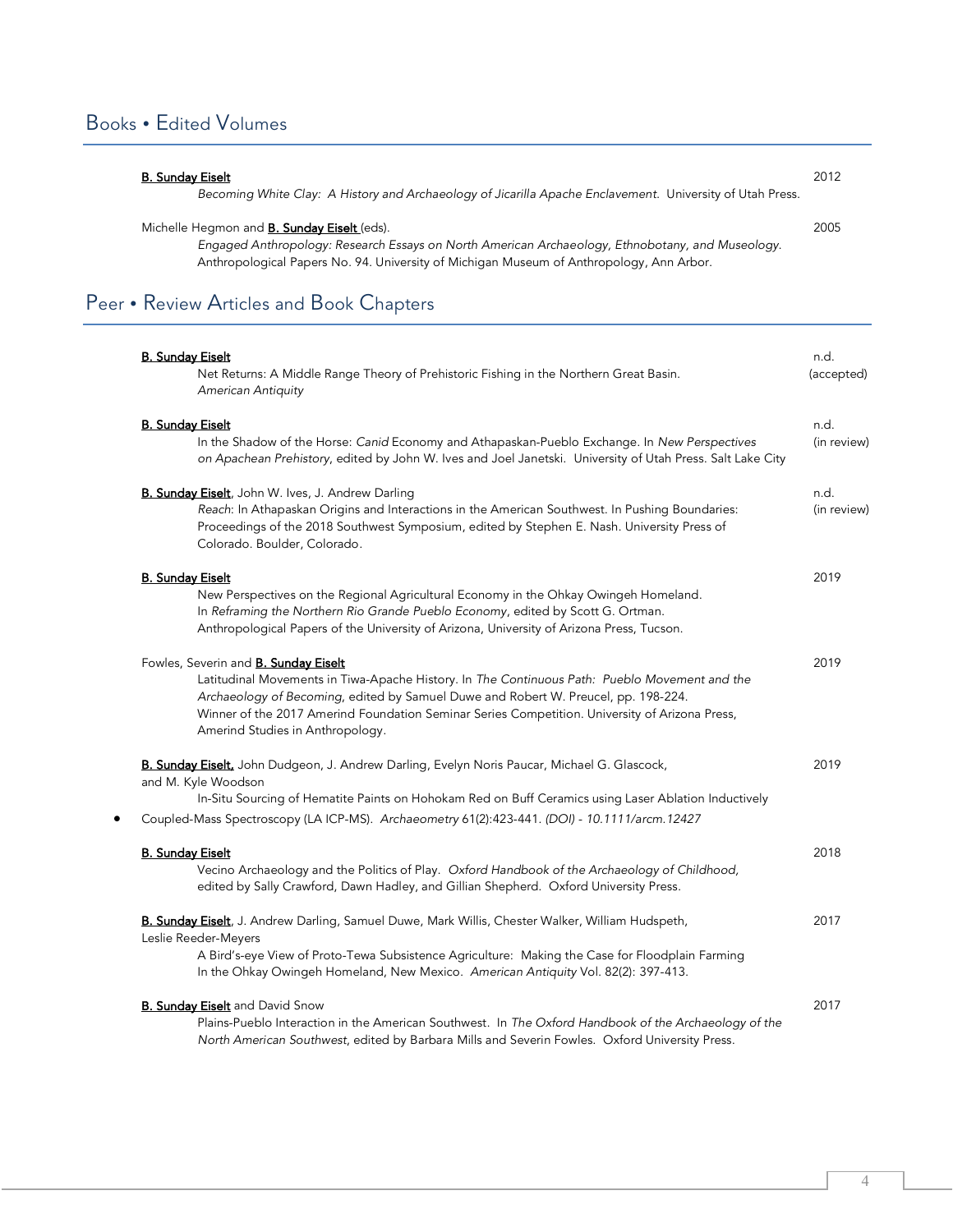## Books • Edited Volumes

**B. Sunday Eiselt** — 2012
*Becoming White Clay: A History and Archaeology of Jicarilla Apache Enclavement.* University of Utah Press.

Michelle Hegmon and **B. Sunday Eiselt** (eds). — 2005
*Engaged Anthropology: Research Essays on North American Archaeology, Ethnobotany, and Museology.* Anthropological Papers No. 94. University of Michigan Museum of Anthropology, Ann Arbor.

## Peer • Review Articles and Book Chapters

**B. Sunday Eiselt** — n.d. (accepted)
Net Returns: A Middle Range Theory of Prehistoric Fishing in the Northern Great Basin. *American Antiquity*

**B. Sunday Eiselt** — n.d. (in review)
In the Shadow of the Horse: *Canid* Economy and Athapaskan-Pueblo Exchange. In *New Perspectives on Apachean Prehistory*, edited by John W. Ives and Joel Janetski. University of Utah Press. Salt Lake City

**B. Sunday Eiselt**, John W. Ives, J. Andrew Darling — n.d. (in review)
*Reach*: In Athapaskan Origins and Interactions in the American Southwest. In Pushing Boundaries: Proceedings of the 2018 Southwest Symposium, edited by Stephen E. Nash. University Press of Colorado. Boulder, Colorado.

**B. Sunday Eiselt** — 2019
New Perspectives on the Regional Agricultural Economy in the Ohkay Owingeh Homeland. In *Reframing the Northern Rio Grande Pueblo Economy*, edited by Scott G. Ortman. Anthropological Papers of the University of Arizona, University of Arizona Press, Tucson.

Fowles, Severin and **B. Sunday Eiselt** — 2019
Latitudinal Movements in Tiwa-Apache History. In *The Continuous Path: Pueblo Movement and the Archaeology of Becoming*, edited by Samuel Duwe and Robert W. Preucel, pp. 198-224. Winner of the 2017 Amerind Foundation Seminar Series Competition. University of Arizona Press, Amerind Studies in Anthropology.

**B. Sunday Eiselt**, John Dudgeon, J. Andrew Darling, Evelyn Noris Paucar, Michael G. Glascock, and M. Kyle Woodson — 2019
In-Situ Sourcing of Hematite Paints on Hohokam Red on Buff Ceramics using Laser Ablation Inductively

- Coupled-Mass Spectroscopy (LA ICP-MS). *Archaeometry* 61(2):423-441. *(DOI) - 10.1111/arcm.12427*

**B. Sunday Eiselt** — 2018
Vecino Archaeology and the Politics of Play. *Oxford Handbook of the Archaeology of Childhood*, edited by Sally Crawford, Dawn Hadley, and Gillian Shepherd. Oxford University Press.

**B. Sunday Eiselt**, J. Andrew Darling, Samuel Duwe, Mark Willis, Chester Walker, William Hudspeth, Leslie Reeder-Meyers — 2017
A Bird's-eye View of Proto-Tewa Subsistence Agriculture: Making the Case for Floodplain Farming In the Ohkay Owingeh Homeland, New Mexico. *American Antiquity* Vol. 82(2): 397-413.

**B. Sunday Eiselt** and David Snow — 2017
Plains-Pueblo Interaction in the American Southwest. In *The Oxford Handbook of the Archaeology of the North American Southwest*, edited by Barbara Mills and Severin Fowles. Oxford University Press.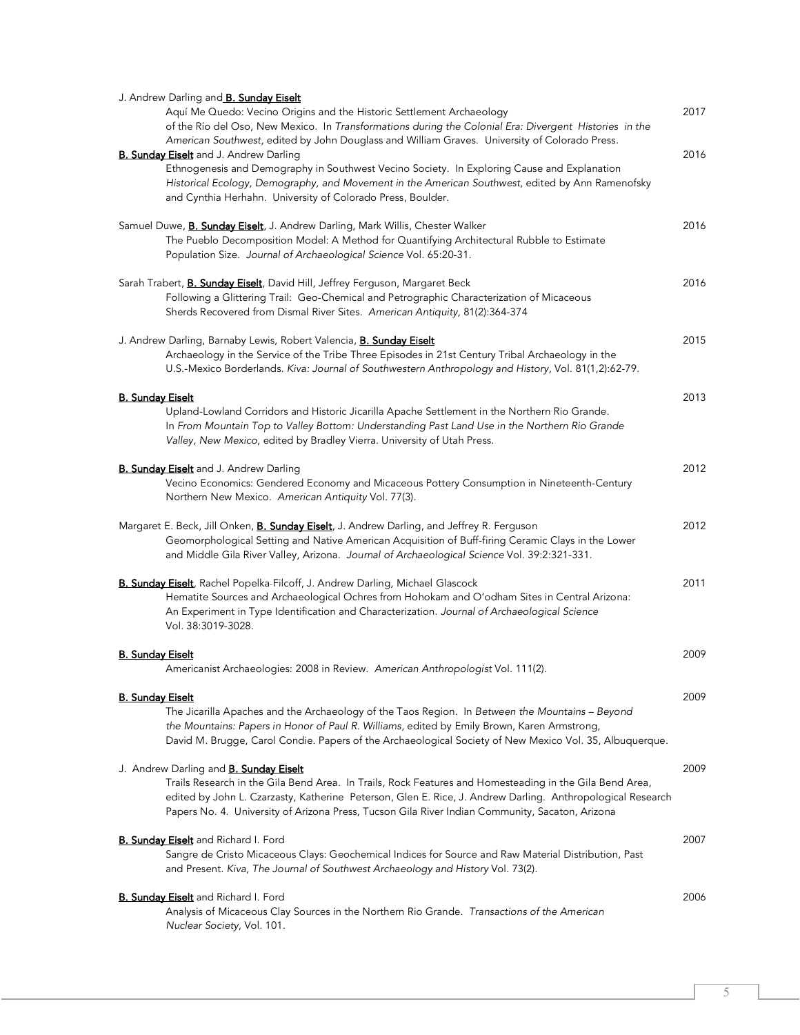J. Andrew Darling and **B. Sunday Eiselt**
Aquí Me Quedo: Vecino Origins and the Historic Settlement Archaeology of the Río del Oso, New Mexico. In *Transformations during the Colonial Era: Divergent Histories in the American Southwest*, edited by John Douglass and William Graves. University of Colorado Press. — 2017

**B. Sunday Eiselt** and J. Andrew Darling
Ethnogenesis and Demography in Southwest Vecino Society. In Exploring Cause and Explanation *Historical Ecology, Demography, and Movement in the American Southwest*, edited by Ann Ramenofsky and Cynthia Herhahn. University of Colorado Press, Boulder. — 2016

Samuel Duwe, **B. Sunday Eiselt**, J. Andrew Darling, Mark Willis, Chester Walker
The Pueblo Decomposition Model: A Method for Quantifying Architectural Rubble to Estimate Population Size. *Journal of Archaeological Science* Vol. 65:20-31. — 2016

Sarah Trabert, **B. Sunday Eiselt**, David Hill, Jeffrey Ferguson, Margaret Beck
Following a Glittering Trail: Geo-Chemical and Petrographic Characterization of Micaceous Sherds Recovered from Dismal River Sites. *American Antiquity*, 81(2):364-374 — 2016

J. Andrew Darling, Barnaby Lewis, Robert Valencia, **B. Sunday Eiselt**
Archaeology in the Service of the Tribe Three Episodes in 21st Century Tribal Archaeology in the U.S.-Mexico Borderlands. *Kiva: Journal of Southwestern Anthropology and History*, Vol. 81(1,2):62-79. — 2015

**B. Sunday Eiselt**
Upland-Lowland Corridors and Historic Jicarilla Apache Settlement in the Northern Rio Grande. In *From Mountain Top to Valley Bottom: Understanding Past Land Use in the Northern Rio Grande Valley, New Mexico*, edited by Bradley Vierra. University of Utah Press. — 2013

**B. Sunday Eiselt** and J. Andrew Darling
Vecino Economics: Gendered Economy and Micaceous Pottery Consumption in Nineteenth-Century Northern New Mexico. *American Antiquity* Vol. 77(3). — 2012

Margaret E. Beck, Jill Onken, **B. Sunday Eiselt**, J. Andrew Darling, and Jeffrey R. Ferguson
Geomorphological Setting and Native American Acquisition of Buff-firing Ceramic Clays in the Lower and Middle Gila River Valley, Arizona. *Journal of Archaeological Science* Vol. 39:2:321-331. — 2012

**B. Sunday Eiselt**, Rachel Popelka-Filcoff, J. Andrew Darling, Michael Glascock
Hematite Sources and Archaeological Ochres from Hohokam and O'odham Sites in Central Arizona: An Experiment in Type Identification and Characterization. *Journal of Archaeological Science* Vol. 38:3019-3028. — 2011

**B. Sunday Eiselt**
Americanist Archaeologies: 2008 in Review. *American Anthropologist* Vol. 111(2). — 2009

**B. Sunday Eiselt**
The Jicarilla Apaches and the Archaeology of the Taos Region. In *Between the Mountains – Beyond the Mountains: Papers in Honor of Paul R. Williams*, edited by Emily Brown, Karen Armstrong, David M. Brugge, Carol Condie. Papers of the Archaeological Society of New Mexico Vol. 35, Albuquerque. — 2009

J. Andrew Darling and **B. Sunday Eiselt**
Trails Research in the Gila Bend Area. In Trails, Rock Features and Homesteading in the Gila Bend Area, edited by John L. Czarzasty, Katherine Peterson, Glen E. Rice, J. Andrew Darling. Anthropological Research Papers No. 4. University of Arizona Press, Tucson Gila River Indian Community, Sacaton, Arizona — 2009

**B. Sunday Eiselt** and Richard I. Ford
Sangre de Cristo Micaceous Clays: Geochemical Indices for Source and Raw Material Distribution, Past and Present. *Kiva, The Journal of Southwest Archaeology and History* Vol. 73(2). — 2007

**B. Sunday Eiselt** and Richard I. Ford
Analysis of Micaceous Clay Sources in the Northern Rio Grande. *Transactions of the American Nuclear Society*, Vol. 101. — 2006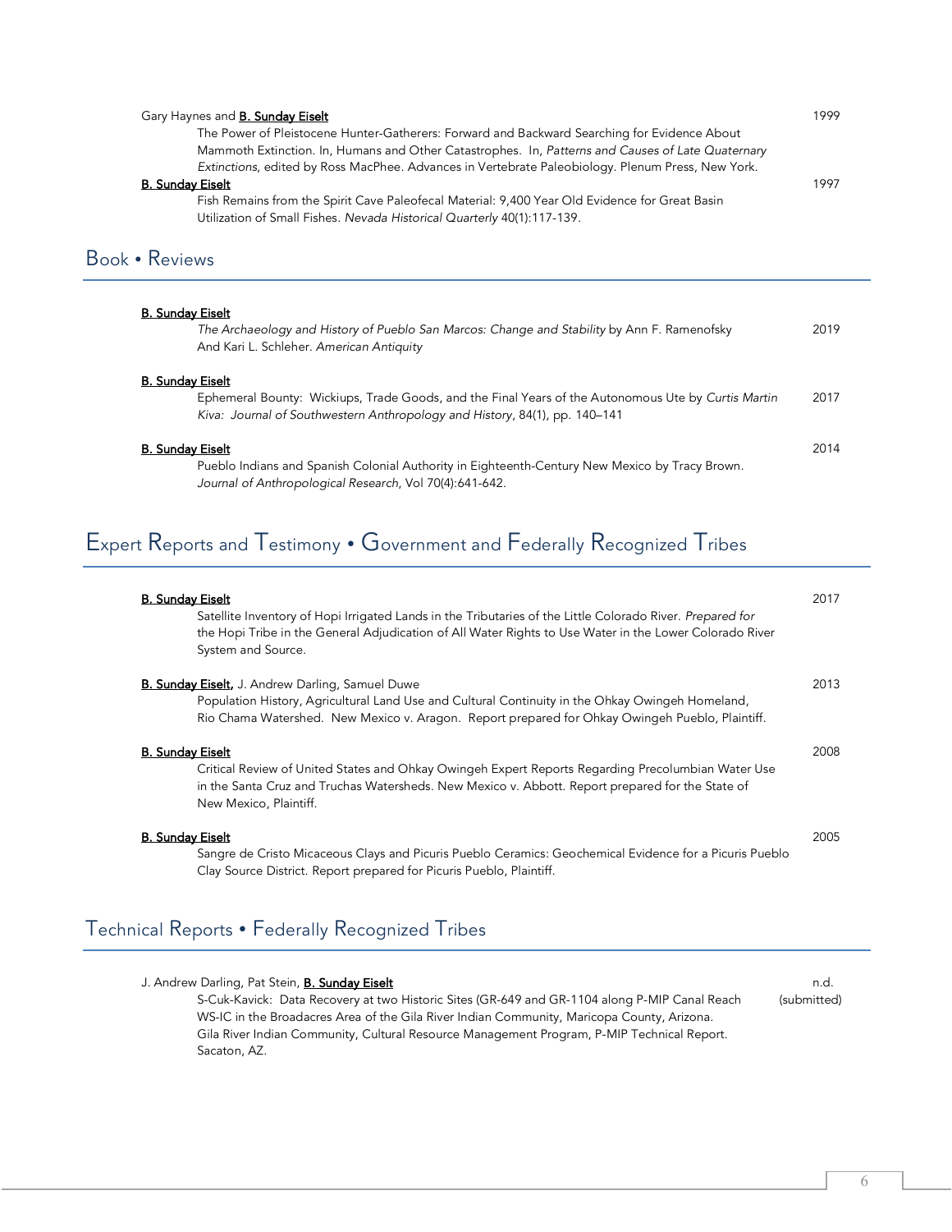Gary Haynes and **B. Sunday Eiselt** — 1999

The Power of Pleistocene Hunter-Gatherers: Forward and Backward Searching for Evidence About Mammoth Extinction. In, Humans and Other Catastrophes. In, *Patterns and Causes of Late Quaternary Extinctions*, edited by Ross MacPhee. Advances in Vertebrate Paleobiology. Plenum Press, New York.

**B. Sunday Eiselt** — 1997

Fish Remains from the Spirit Cave Paleofecal Material: 9,400 Year Old Evidence for Great Basin Utilization of Small Fishes. *Nevada Historical Quarterly* 40(1):117-139.

## Book • Reviews

**B. Sunday Eiselt** — 2019

*The Archaeology and History of Pueblo San Marcos: Change and Stability* by Ann F. Ramenofsky And Kari L. Schleher. *American Antiquity*

**B. Sunday Eiselt** — 2017

Ephemeral Bounty: Wickiups, Trade Goods, and the Final Years of the Autonomous Ute by *Curtis Martin* *Kiva: Journal of Southwestern Anthropology and History*, 84(1), pp. 140–141

**B. Sunday Eiselt** — 2014

Pueblo Indians and Spanish Colonial Authority in Eighteenth-Century New Mexico by Tracy Brown. *Journal of Anthropological Research*, Vol 70(4):641-642.

## Expert Reports and Testimony • Government and Federally Recognized Tribes

**B. Sunday Eiselt** — 2017

Satellite Inventory of Hopi Irrigated Lands in the Tributaries of the Little Colorado River. *Prepared for* the Hopi Tribe in the General Adjudication of All Water Rights to Use Water in the Lower Colorado River System and Source.

**B. Sunday Eiselt**, J. Andrew Darling, Samuel Duwe — 2013

Population History, Agricultural Land Use and Cultural Continuity in the Ohkay Owingeh Homeland, Rio Chama Watershed. New Mexico v. Aragon. Report prepared for Ohkay Owingeh Pueblo, Plaintiff.

**B. Sunday Eiselt** — 2008

Critical Review of United States and Ohkay Owingeh Expert Reports Regarding Precolumbian Water Use in the Santa Cruz and Truchas Watersheds. New Mexico v. Abbott. Report prepared for the State of New Mexico, Plaintiff.

**B. Sunday Eiselt** — 2005

Sangre de Cristo Micaceous Clays and Picuris Pueblo Ceramics: Geochemical Evidence for a Picuris Pueblo Clay Source District. Report prepared for Picuris Pueblo, Plaintiff.

## Technical Reports • Federally Recognized Tribes

J. Andrew Darling, Pat Stein, **B. Sunday Eiselt** — n.d. (submitted)

S-Cuk-Kavick: Data Recovery at two Historic Sites (GR-649 and GR-1104 along P-MIP Canal Reach WS-IC in the Broadacres Area of the Gila River Indian Community, Maricopa County, Arizona. Gila River Indian Community, Cultural Resource Management Program, P-MIP Technical Report. Sacaton, AZ.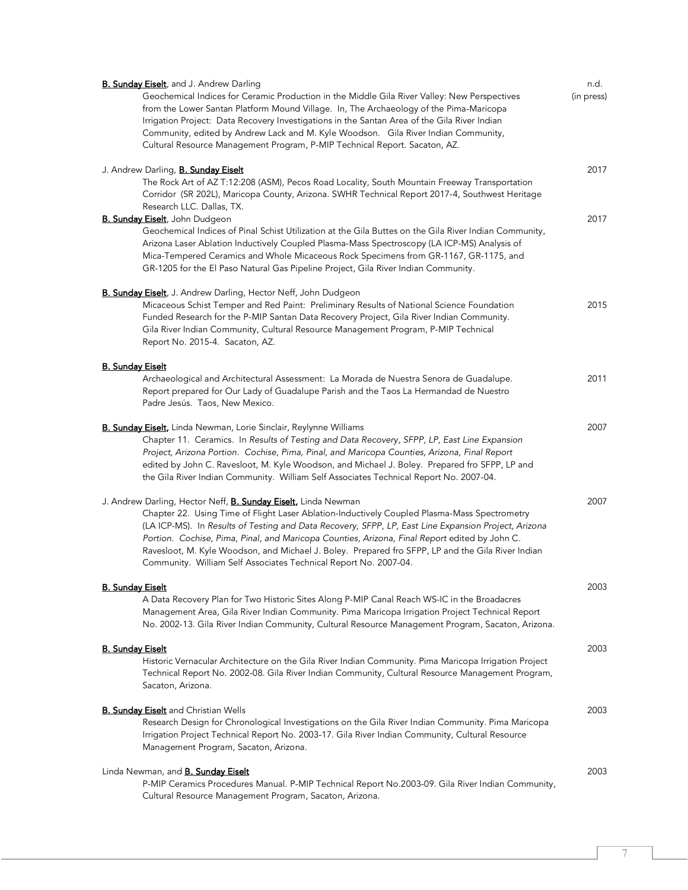**B. Sunday Eiselt**, and J. Andrew Darling — n.d. (in press)
Geochemical Indices for Ceramic Production in the Middle Gila River Valley: New Perspectives from the Lower Santan Platform Mound Village. In, The Archaeology of the Pima-Maricopa Irrigation Project: Data Recovery Investigations in the Santan Area of the Gila River Indian Community, edited by Andrew Lack and M. Kyle Woodson. Gila River Indian Community, Cultural Resource Management Program, P-MIP Technical Report. Sacaton, AZ.

J. Andrew Darling, **B. Sunday Eiselt** — 2017
The Rock Art of AZ T:12:208 (ASM), Pecos Road Locality, South Mountain Freeway Transportation Corridor (SR 202L), Maricopa County, Arizona. SWHR Technical Report 2017-4, Southwest Heritage Research LLC. Dallas, TX.

**B. Sunday Eiselt**, John Dudgeon — 2017
Geochemical Indices of Pinal Schist Utilization at the Gila Buttes on the Gila River Indian Community, Arizona Laser Ablation Inductively Coupled Plasma-Mass Spectroscopy (LA ICP-MS) Analysis of Mica-Tempered Ceramics and Whole Micaceous Rock Specimens from GR-1167, GR-1175, and GR-1205 for the El Paso Natural Gas Pipeline Project, Gila River Indian Community.

**B. Sunday Eiselt**, J. Andrew Darling, Hector Neff, John Dudgeon — 2015
Micaceous Schist Temper and Red Paint: Preliminary Results of National Science Foundation Funded Research for the P-MIP Santan Data Recovery Project, Gila River Indian Community. Gila River Indian Community, Cultural Resource Management Program, P-MIP Technical Report No. 2015-4. Sacaton, AZ.

**B. Sunday Eiselt** — 2011
Archaeological and Architectural Assessment: La Morada de Nuestra Senora de Guadalupe. Report prepared for Our Lady of Guadalupe Parish and the Taos La Hermandad de Nuestro Padre Jesús. Taos, New Mexico.

**B. Sunday Eiselt,** Linda Newman, Lorie Sinclair, Reylynne Williams — 2007
Chapter 11. Ceramics. In *Results of Testing and Data Recovery, SFPP, LP, East Line Expansion Project, Arizona Portion. Cochise, Pima, Pinal, and Maricopa Counties, Arizona, Final Report* edited by John C. Ravesloot, M. Kyle Woodson, and Michael J. Boley. Prepared fro SFPP, LP and the Gila River Indian Community. William Self Associates Technical Report No. 2007-04.

J. Andrew Darling, Hector Neff, **B. Sunday Eiselt,** Linda Newman — 2007
Chapter 22. Using Time of Flight Laser Ablation-Inductively Coupled Plasma-Mass Spectrometry (LA ICP-MS). In *Results of Testing and Data Recovery, SFPP, LP, East Line Expansion Project, Arizona Portion. Cochise, Pima, Pinal, and Maricopa Counties, Arizona, Final Report* edited by John C. Ravesloot, M. Kyle Woodson, and Michael J. Boley. Prepared fro SFPP, LP and the Gila River Indian Community. William Self Associates Technical Report No. 2007-04.

**B. Sunday Eiselt** — 2003
A Data Recovery Plan for Two Historic Sites Along P-MIP Canal Reach WS-IC in the Broadacres Management Area, Gila River Indian Community. Pima Maricopa Irrigation Project Technical Report No. 2002-13. Gila River Indian Community, Cultural Resource Management Program, Sacaton, Arizona.

**B. Sunday Eiselt** — 2003
Historic Vernacular Architecture on the Gila River Indian Community. Pima Maricopa Irrigation Project Technical Report No. 2002-08. Gila River Indian Community, Cultural Resource Management Program, Sacaton, Arizona.

**B. Sunday Eiselt** and Christian Wells — 2003
Research Design for Chronological Investigations on the Gila River Indian Community. Pima Maricopa Irrigation Project Technical Report No. 2003-17. Gila River Indian Community, Cultural Resource Management Program, Sacaton, Arizona.

Linda Newman, and **B. Sunday Eiselt** — 2003
P-MIP Ceramics Procedures Manual. P-MIP Technical Report No.2003-09. Gila River Indian Community, Cultural Resource Management Program, Sacaton, Arizona.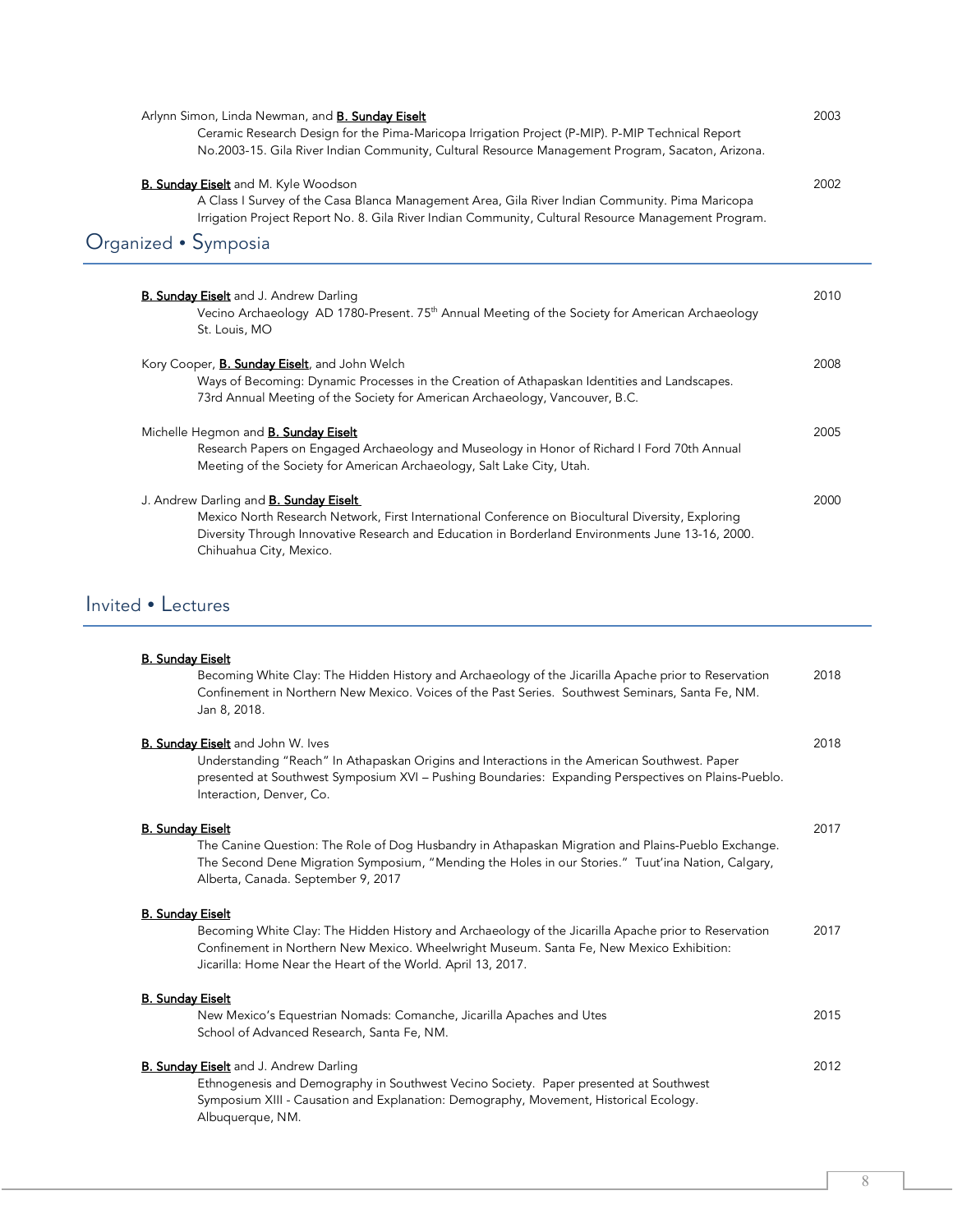Arlynn Simon, Linda Newman, and **B. Sunday Eiselt** — 2003
Ceramic Research Design for the Pima-Maricopa Irrigation Project (P-MIP). P-MIP Technical Report No.2003-15. Gila River Indian Community, Cultural Resource Management Program, Sacaton, Arizona.

**B. Sunday Eiselt** and M. Kyle Woodson — 2002
A Class I Survey of the Casa Blanca Management Area, Gila River Indian Community. Pima Maricopa Irrigation Project Report No. 8. Gila River Indian Community, Cultural Resource Management Program.

## Organized • Symposia

**B. Sunday Eiselt** and J. Andrew Darling — 2010
Vecino Archaeology AD 1780-Present. 75th Annual Meeting of the Society for American Archaeology St. Louis, MO

Kory Cooper, **B. Sunday Eiselt**, and John Welch — 2008
Ways of Becoming: Dynamic Processes in the Creation of Athapaskan Identities and Landscapes. 73rd Annual Meeting of the Society for American Archaeology, Vancouver, B.C.

Michelle Hegmon and **B. Sunday Eiselt** — 2005
Research Papers on Engaged Archaeology and Museology in Honor of Richard I Ford 70th Annual Meeting of the Society for American Archaeology, Salt Lake City, Utah.

J. Andrew Darling and **B. Sunday Eiselt** — 2000
Mexico North Research Network, First International Conference on Biocultural Diversity, Exploring Diversity Through Innovative Research and Education in Borderland Environments June 13-16, 2000. Chihuahua City, Mexico.

## Invited • Lectures

**B. Sunday Eiselt** — 2018
Becoming White Clay: The Hidden History and Archaeology of the Jicarilla Apache prior to Reservation Confinement in Northern New Mexico. Voices of the Past Series. Southwest Seminars, Santa Fe, NM. Jan 8, 2018.

**B. Sunday Eiselt** and John W. Ives — 2018
Understanding "Reach" In Athapaskan Origins and Interactions in the American Southwest. Paper presented at Southwest Symposium XVI – Pushing Boundaries: Expanding Perspectives on Plains-Pueblo. Interaction, Denver, Co.

**B. Sunday Eiselt** — 2017
The Canine Question: The Role of Dog Husbandry in Athapaskan Migration and Plains-Pueblo Exchange. The Second Dene Migration Symposium, "Mending the Holes in our Stories." Tuut'ina Nation, Calgary, Alberta, Canada. September 9, 2017

**B. Sunday Eiselt** — 2017
Becoming White Clay: The Hidden History and Archaeology of the Jicarilla Apache prior to Reservation Confinement in Northern New Mexico. Wheelwright Museum. Santa Fe, New Mexico Exhibition: Jicarilla: Home Near the Heart of the World. April 13, 2017.

**B. Sunday Eiselt** — 2015
New Mexico's Equestrian Nomads: Comanche, Jicarilla Apaches and Utes School of Advanced Research, Santa Fe, NM.

**B. Sunday Eiselt** and J. Andrew Darling — 2012
Ethnogenesis and Demography in Southwest Vecino Society. Paper presented at Southwest Symposium XIII - Causation and Explanation: Demography, Movement, Historical Ecology. Albuquerque, NM.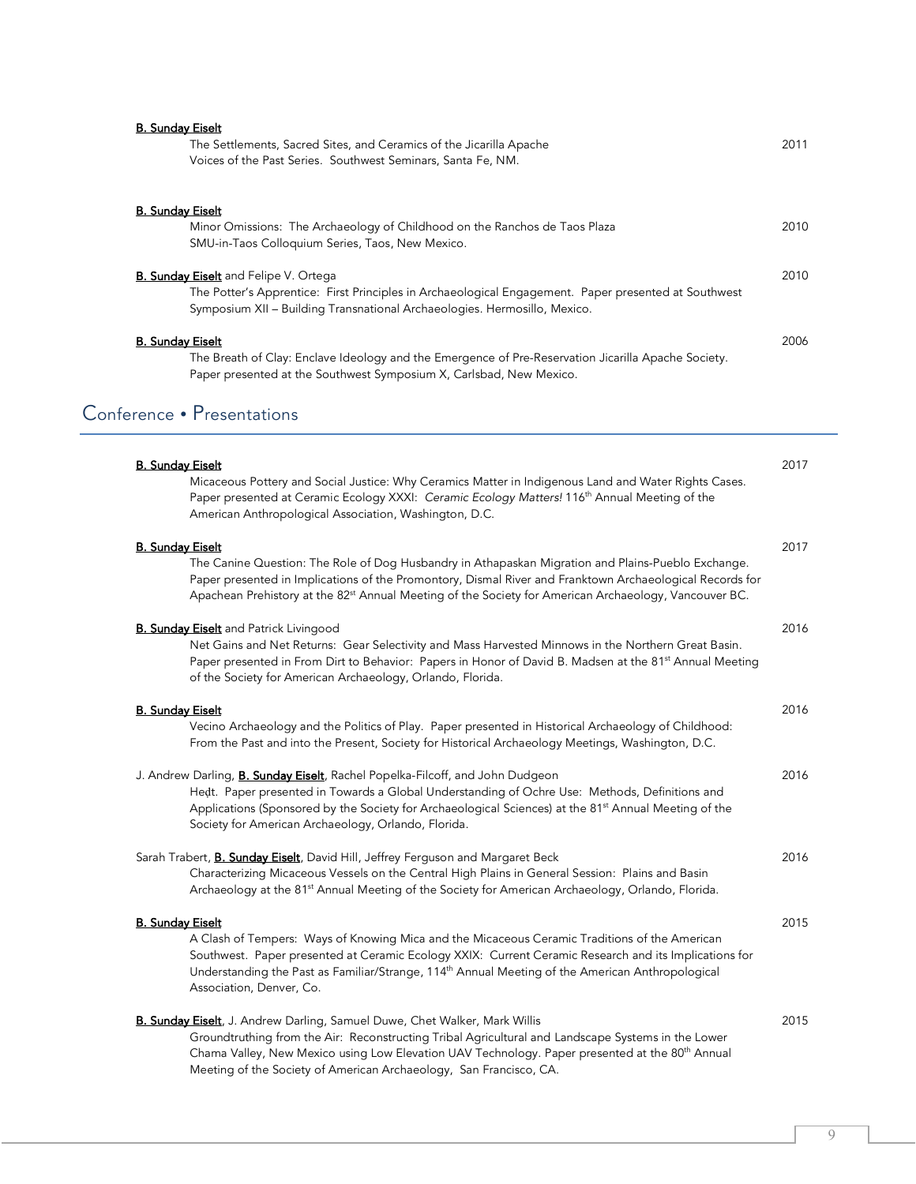**B. Sunday Eiselt**
The Settlements, Sacred Sites, and Ceramics of the Jicarilla Apache — 2011
Voices of the Past Series. Southwest Seminars, Santa Fe, NM.

**B. Sunday Eiselt**
Minor Omissions: The Archaeology of Childhood on the Ranchos de Taos Plaza — 2010
SMU-in-Taos Colloquium Series, Taos, New Mexico.

**B. Sunday Eiselt** and Felipe V. Ortega — 2010
The Potter's Apprentice: First Principles in Archaeological Engagement. Paper presented at Southwest Symposium XII – Building Transnational Archaeologies. Hermosillo, Mexico.

**B. Sunday Eiselt** — 2006
The Breath of Clay: Enclave Ideology and the Emergence of Pre-Reservation Jicarilla Apache Society. Paper presented at the Southwest Symposium X, Carlsbad, New Mexico.

## Conference • Presentations

**B. Sunday Eiselt** — 2017
Micaceous Pottery and Social Justice: Why Ceramics Matter in Indigenous Land and Water Rights Cases. Paper presented at Ceramic Ecology XXXI: *Ceramic Ecology Matters!* 116th Annual Meeting of the American Anthropological Association, Washington, D.C.

**B. Sunday Eiselt** — 2017
The Canine Question: The Role of Dog Husbandry in Athapaskan Migration and Plains-Pueblo Exchange. Paper presented in Implications of the Promontory, Dismal River and Franktown Archaeological Records for Apachean Prehistory at the 82st Annual Meeting of the Society for American Archaeology, Vancouver BC.

**B. Sunday Eiselt** and Patrick Livingood — 2016
Net Gains and Net Returns: Gear Selectivity and Mass Harvested Minnows in the Northern Great Basin. Paper presented in From Dirt to Behavior: Papers in Honor of David B. Madsen at the 81st Annual Meeting of the Society for American Archaeology, Orlando, Florida.

**B. Sunday Eiselt** — 2016
Vecino Archaeology and the Politics of Play. Paper presented in Historical Archaeology of Childhood: From the Past and into the Present, Society for Historical Archaeology Meetings, Washington, D.C.

J. Andrew Darling, **B. Sunday Eiselt**, Rachel Popelka-Filcoff, and John Dudgeon — 2016
Heḍt. Paper presented in Towards a Global Understanding of Ochre Use: Methods, Definitions and Applications (Sponsored by the Society for Archaeological Sciences) at the 81st Annual Meeting of the Society for American Archaeology, Orlando, Florida.

Sarah Trabert, **B. Sunday Eiselt**, David Hill, Jeffrey Ferguson and Margaret Beck — 2016
Characterizing Micaceous Vessels on the Central High Plains in General Session: Plains and Basin Archaeology at the 81st Annual Meeting of the Society for American Archaeology, Orlando, Florida.

**B. Sunday Eiselt** — 2015
A Clash of Tempers: Ways of Knowing Mica and the Micaceous Ceramic Traditions of the American Southwest. Paper presented at Ceramic Ecology XXIX: Current Ceramic Research and its Implications for Understanding the Past as Familiar/Strange, 114th Annual Meeting of the American Anthropological Association, Denver, Co.

**B. Sunday Eiselt**, J. Andrew Darling, Samuel Duwe, Chet Walker, Mark Willis — 2015
Groundtruthing from the Air: Reconstructing Tribal Agricultural and Landscape Systems in the Lower Chama Valley, New Mexico using Low Elevation UAV Technology. Paper presented at the 80th Annual Meeting of the Society of American Archaeology, San Francisco, CA.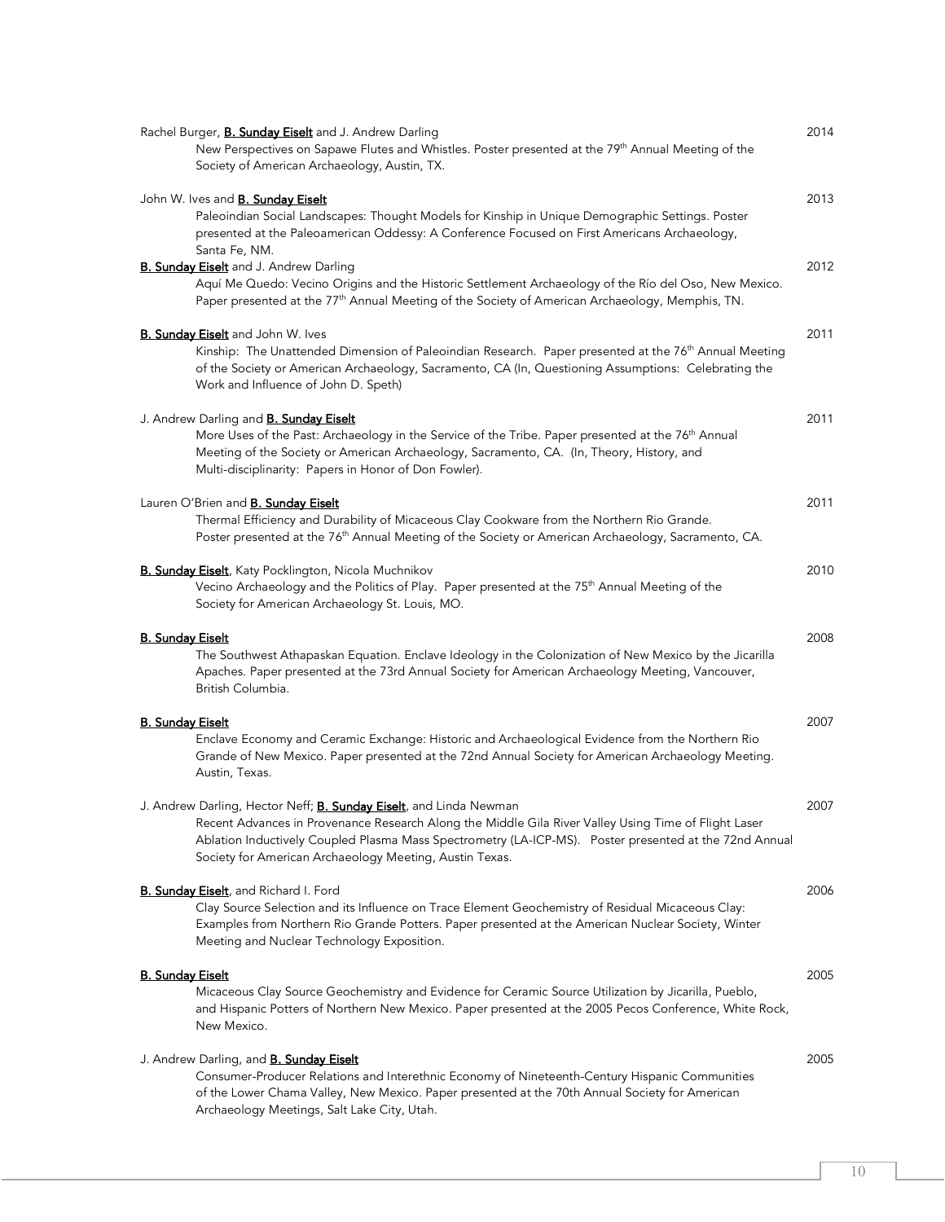Rachel Burger, **B. Sunday Eiselt** and J. Andrew Darling — 2014
New Perspectives on Sapawe Flutes and Whistles. Poster presented at the 79th Annual Meeting of the Society of American Archaeology, Austin, TX.

John W. Ives and **B. Sunday Eiselt** — 2013
Paleoindian Social Landscapes: Thought Models for Kinship in Unique Demographic Settings. Poster presented at the Paleoamerican Oddessy: A Conference Focused on First Americans Archaeology, Santa Fe, NM.

**B. Sunday Eiselt** and J. Andrew Darling — 2012
Aquí Me Quedo: Vecino Origins and the Historic Settlement Archaeology of the Río del Oso, New Mexico. Paper presented at the 77th Annual Meeting of the Society of American Archaeology, Memphis, TN.

**B. Sunday Eiselt** and John W. Ives — 2011
Kinship: The Unattended Dimension of Paleoindian Research. Paper presented at the 76th Annual Meeting of the Society or American Archaeology, Sacramento, CA (In, Questioning Assumptions: Celebrating the Work and Influence of John D. Speth)

J. Andrew Darling and **B. Sunday Eiselt** — 2011
More Uses of the Past: Archaeology in the Service of the Tribe. Paper presented at the 76th Annual Meeting of the Society or American Archaeology, Sacramento, CA. (In, Theory, History, and Multi-disciplinarity: Papers in Honor of Don Fowler).

Lauren O'Brien and **B. Sunday Eiselt** — 2011
Thermal Efficiency and Durability of Micaceous Clay Cookware from the Northern Rio Grande. Poster presented at the 76th Annual Meeting of the Society or American Archaeology, Sacramento, CA.

**B. Sunday Eiselt**, Katy Pocklington, Nicola Muchnikov — 2010
Vecino Archaeology and the Politics of Play. Paper presented at the 75th Annual Meeting of the Society for American Archaeology St. Louis, MO.

**B. Sunday Eiselt** — 2008
The Southwest Athapaskan Equation. Enclave Ideology in the Colonization of New Mexico by the Jicarilla Apaches. Paper presented at the 73rd Annual Society for American Archaeology Meeting, Vancouver, British Columbia.

**B. Sunday Eiselt** — 2007
Enclave Economy and Ceramic Exchange: Historic and Archaeological Evidence from the Northern Rio Grande of New Mexico. Paper presented at the 72nd Annual Society for American Archaeology Meeting. Austin, Texas.

J. Andrew Darling, Hector Neff; **B. Sunday Eiselt**, and Linda Newman — 2007
Recent Advances in Provenance Research Along the Middle Gila River Valley Using Time of Flight Laser Ablation Inductively Coupled Plasma Mass Spectrometry (LA-ICP-MS). Poster presented at the 72nd Annual Society for American Archaeology Meeting, Austin Texas.

**B. Sunday Eiselt**, and Richard I. Ford — 2006
Clay Source Selection and its Influence on Trace Element Geochemistry of Residual Micaceous Clay: Examples from Northern Rio Grande Potters. Paper presented at the American Nuclear Society, Winter Meeting and Nuclear Technology Exposition.

**B. Sunday Eiselt** — 2005
Micaceous Clay Source Geochemistry and Evidence for Ceramic Source Utilization by Jicarilla, Pueblo, and Hispanic Potters of Northern New Mexico. Paper presented at the 2005 Pecos Conference, White Rock, New Mexico.

J. Andrew Darling, and **B. Sunday Eiselt** — 2005
Consumer-Producer Relations and Interethnic Economy of Nineteenth-Century Hispanic Communities of the Lower Chama Valley, New Mexico. Paper presented at the 70th Annual Society for American Archaeology Meetings, Salt Lake City, Utah.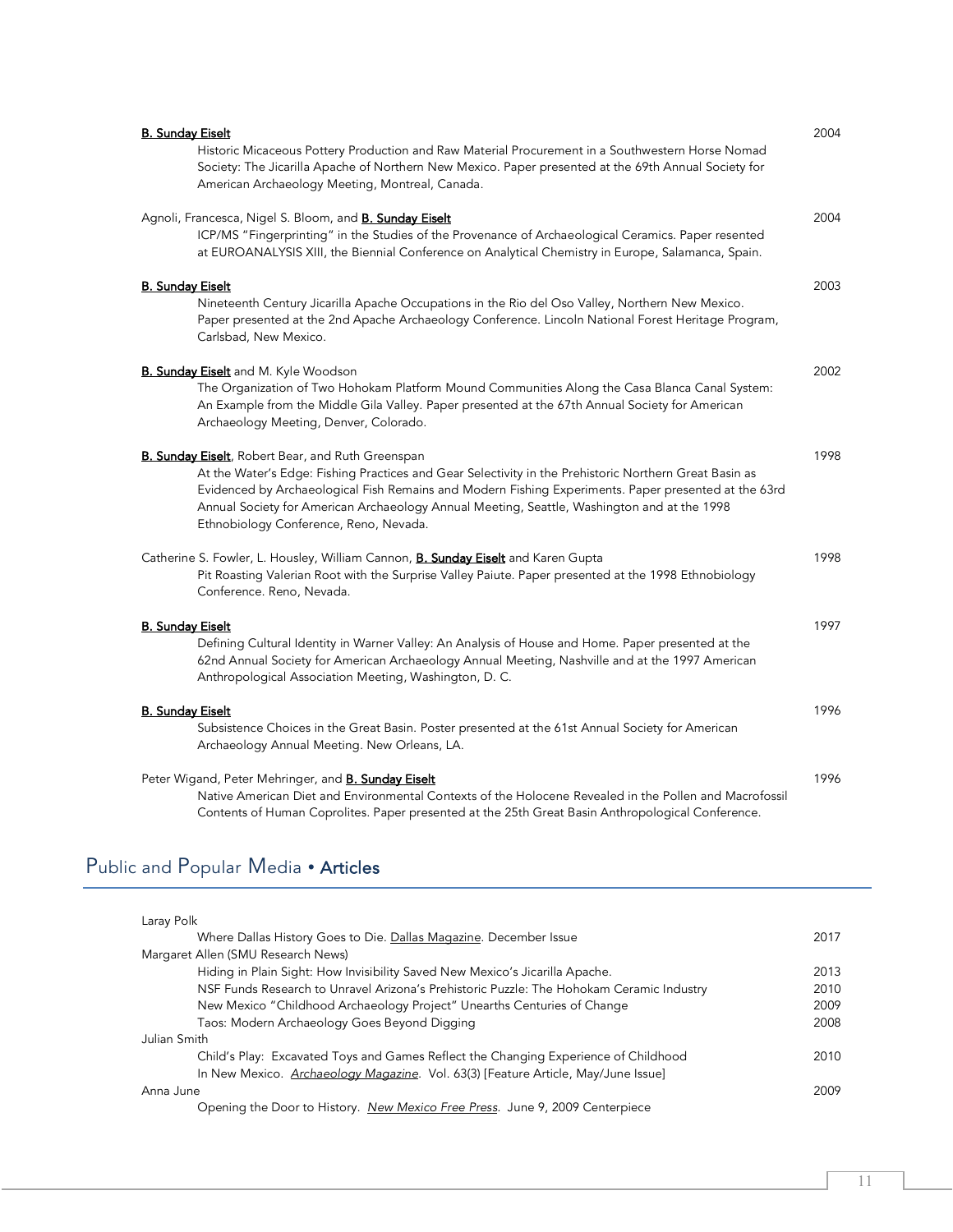**B. Sunday Eiselt** — 2004
Historic Micaceous Pottery Production and Raw Material Procurement in a Southwestern Horse Nomad Society: The Jicarilla Apache of Northern New Mexico. Paper presented at the 69th Annual Society for American Archaeology Meeting, Montreal, Canada.

Agnoli, Francesca, Nigel S. Bloom, and **B. Sunday Eiselt** — 2004
ICP/MS "Fingerprinting" in the Studies of the Provenance of Archaeological Ceramics. Paper resented at EUROANALYSIS XIII, the Biennial Conference on Analytical Chemistry in Europe, Salamanca, Spain.

**B. Sunday Eiselt** — 2003
Nineteenth Century Jicarilla Apache Occupations in the Rio del Oso Valley, Northern New Mexico. Paper presented at the 2nd Apache Archaeology Conference. Lincoln National Forest Heritage Program, Carlsbad, New Mexico.

**B. Sunday Eiselt** and M. Kyle Woodson — 2002
The Organization of Two Hohokam Platform Mound Communities Along the Casa Blanca Canal System: An Example from the Middle Gila Valley. Paper presented at the 67th Annual Society for American Archaeology Meeting, Denver, Colorado.

**B. Sunday Eiselt**, Robert Bear, and Ruth Greenspan — 1998
At the Water's Edge: Fishing Practices and Gear Selectivity in the Prehistoric Northern Great Basin as Evidenced by Archaeological Fish Remains and Modern Fishing Experiments. Paper presented at the 63rd Annual Society for American Archaeology Annual Meeting, Seattle, Washington and at the 1998 Ethnobiology Conference, Reno, Nevada.

Catherine S. Fowler, L. Housley, William Cannon, **B. Sunday Eiselt** and Karen Gupta — 1998
Pit Roasting Valerian Root with the Surprise Valley Paiute. Paper presented at the 1998 Ethnobiology Conference. Reno, Nevada.

**B. Sunday Eiselt** — 1997
Defining Cultural Identity in Warner Valley: An Analysis of House and Home. Paper presented at the 62nd Annual Society for American Archaeology Annual Meeting, Nashville and at the 1997 American Anthropological Association Meeting, Washington, D. C.

**B. Sunday Eiselt** — 1996
Subsistence Choices in the Great Basin. Poster presented at the 61st Annual Society for American Archaeology Annual Meeting. New Orleans, LA.

Peter Wigand, Peter Mehringer, and **B. Sunday Eiselt** — 1996
Native American Diet and Environmental Contexts of the Holocene Revealed in the Pollen and Macrofossil Contents of Human Coprolites. Paper presented at the 25th Great Basin Anthropological Conference.

## Public and Popular Media • Articles

Laray Polk
- Where Dallas History Goes to Die. Dallas Magazine. December Issue — 2017

Margaret Allen (SMU Research News)
- Hiding in Plain Sight: How Invisibility Saved New Mexico's Jicarilla Apache. — 2013
- NSF Funds Research to Unravel Arizona's Prehistoric Puzzle: The Hohokam Ceramic Industry — 2010
- New Mexico "Childhood Archaeology Project" Unearths Centuries of Change — 2009
- Taos: Modern Archaeology Goes Beyond Digging — 2008

Julian Smith
- Child's Play: Excavated Toys and Games Reflect the Changing Experience of Childhood In New Mexico. *Archaeology Magazine*. Vol. 63(3) [Feature Article, May/June Issue] — 2010

Anna June — 2009
- Opening the Door to History. *New Mexico Free Press*. June 9, 2009 Centerpiece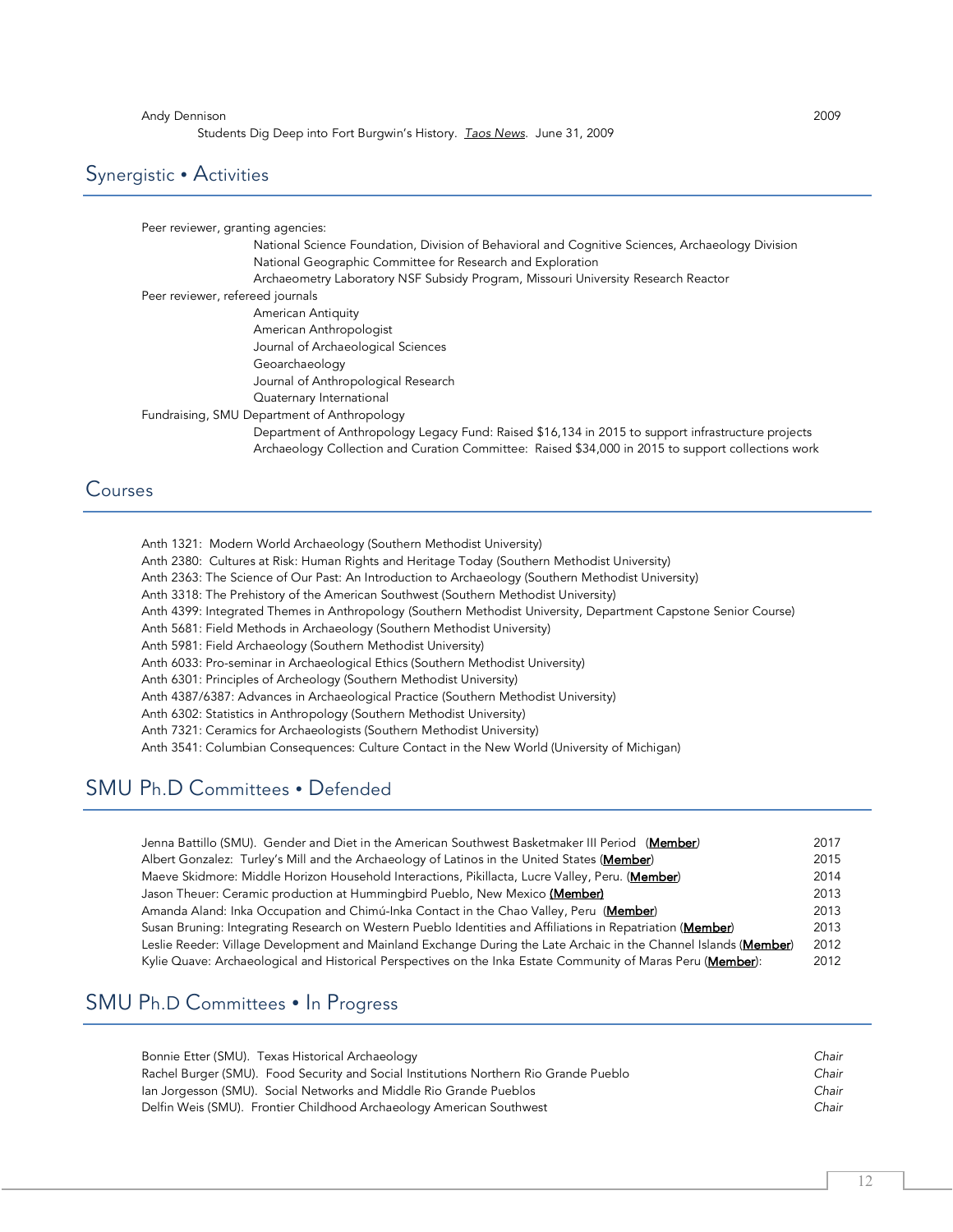Andy Dennison 2009

Students Dig Deep into Fort Burgwin's History. *Taos News*. June 31, 2009

## Synergistic • Activities

Peer reviewer, granting agencies:

- National Science Foundation, Division of Behavioral and Cognitive Sciences, Archaeology Division
- National Geographic Committee for Research and Exploration
- Archaeometry Laboratory NSF Subsidy Program, Missouri University Research Reactor

Peer reviewer, refereed journals

- American Antiquity
- American Anthropologist
- Journal of Archaeological Sciences
- Geoarchaeology
- Journal of Anthropological Research
- Quaternary International

Fundraising, SMU Department of Anthropology

- Department of Anthropology Legacy Fund: Raised $16,134 in 2015 to support infrastructure projects
- Archaeology Collection and Curation Committee: Raised $34,000 in 2015 to support collections work

## Courses

Anth 1321: Modern World Archaeology (Southern Methodist University)
Anth 2380: Cultures at Risk: Human Rights and Heritage Today (Southern Methodist University)
Anth 2363: The Science of Our Past: An Introduction to Archaeology (Southern Methodist University)
Anth 3318: The Prehistory of the American Southwest (Southern Methodist University)
Anth 4399: Integrated Themes in Anthropology (Southern Methodist University, Department Capstone Senior Course)
Anth 5681: Field Methods in Archaeology (Southern Methodist University)
Anth 5981: Field Archaeology (Southern Methodist University)
Anth 6033: Pro-seminar in Archaeological Ethics (Southern Methodist University)
Anth 6301: Principles of Archeology (Southern Methodist University)
Anth 4387/6387: Advances in Archaeological Practice (Southern Methodist University)
Anth 6302: Statistics in Anthropology (Southern Methodist University)
Anth 7321: Ceramics for Archaeologists (Southern Methodist University)
Anth 3541: Columbian Consequences: Culture Contact in the New World (University of Michigan)

## SMU Ph.D Committees • Defended

Jenna Battillo (SMU). Gender and Diet in the American Southwest Basketmaker III Period (**Member**) 2017
Albert Gonzalez: Turley's Mill and the Archaeology of Latinos in the United States (**Member**) 2015
Maeve Skidmore: Middle Horizon Household Interactions, Pikillacta, Lucre Valley, Peru. (**Member**) 2014
Jason Theuer: Ceramic production at Hummingbird Pueblo, New Mexico **(Member)** 2013
Amanda Aland: Inka Occupation and Chimú-Inka Contact in the Chao Valley, Peru (**Member**) 2013
Susan Bruning: Integrating Research on Western Pueblo Identities and Affiliations in Repatriation (**Member**) 2013
Leslie Reeder: Village Development and Mainland Exchange During the Late Archaic in the Channel Islands (**Member**) 2012
Kylie Quave: Archaeological and Historical Perspectives on the Inka Estate Community of Maras Peru (**Member**): 2012

## SMU Ph.D Committees • In Progress

Bonnie Etter (SMU). Texas Historical Archaeology *Chair*
Rachel Burger (SMU). Food Security and Social Institutions Northern Rio Grande Pueblo *Chair*
Ian Jorgesson (SMU). Social Networks and Middle Rio Grande Pueblos *Chair*
Delfin Weis (SMU). Frontier Childhood Archaeology American Southwest *Chair*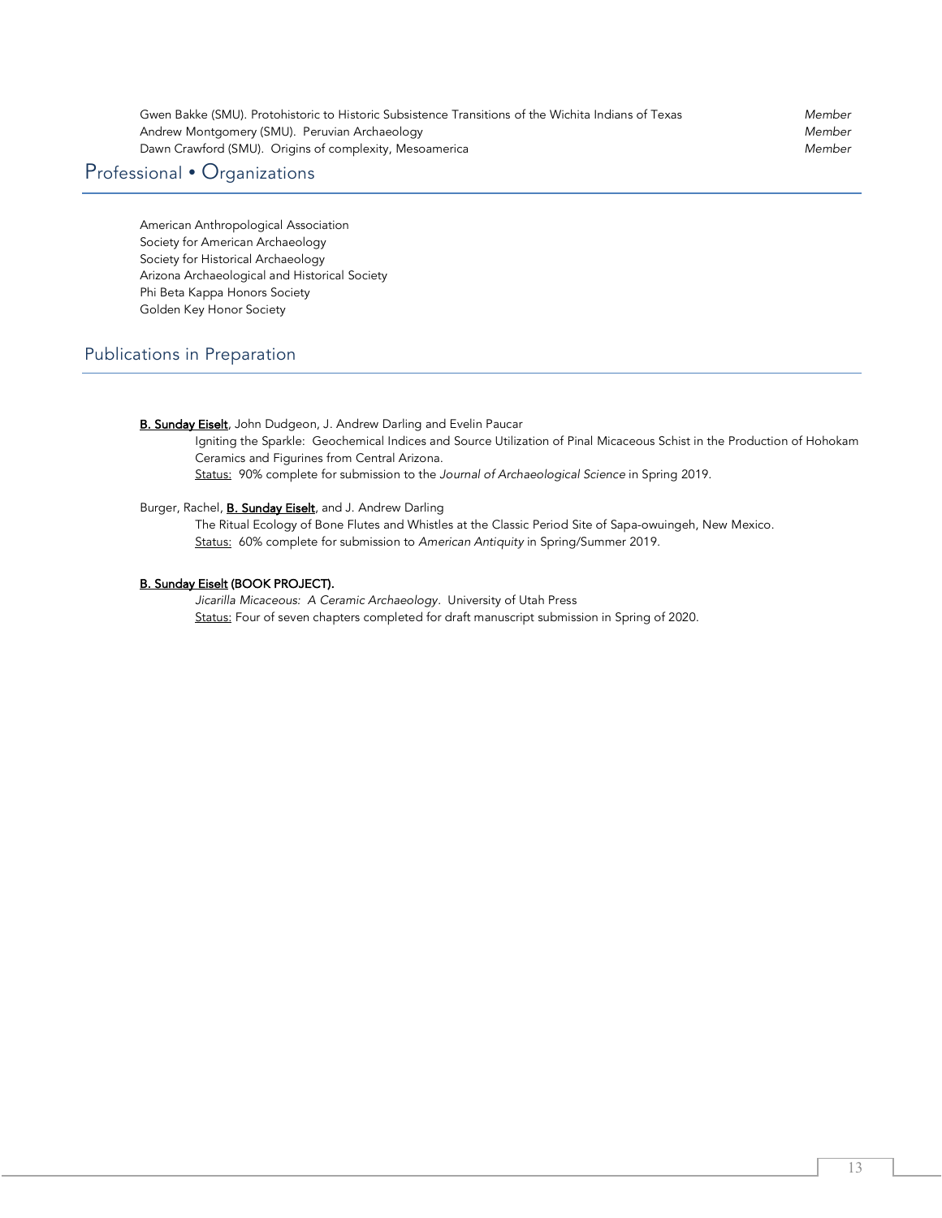| | |
|---|---|
| Gwen Bakke (SMU). Protohistoric to Historic Subsistence Transitions of the Wichita Indians of Texas | *Member* |
| Andrew Montgomery (SMU). Peruvian Archaeology | *Member* |
| Dawn Crawford (SMU). Origins of complexity, Mesoamerica | *Member* |

## Professional • Organizations

American Anthropological Association
Society for American Archaeology
Society for Historical Archaeology
Arizona Archaeological and Historical Society
Phi Beta Kappa Honors Society
Golden Key Honor Society

## Publications in Preparation

**B. Sunday Eiselt**, John Dudgeon, J. Andrew Darling and Evelin Paucar
Igniting the Sparkle: Geochemical Indices and Source Utilization of Pinal Micaceous Schist in the Production of Hohokam Ceramics and Figurines from Central Arizona.
Status: 90% complete for submission to the *Journal of Archaeological Science* in Spring 2019.

Burger, Rachel, **B. Sunday Eiselt**, and J. Andrew Darling
The Ritual Ecology of Bone Flutes and Whistles at the Classic Period Site of Sapa-owuingeh, New Mexico.
Status: 60% complete for submission to *American Antiquity* in Spring/Summer 2019.

**B. Sunday Eiselt (BOOK PROJECT).**
*Jicarilla Micaceous: A Ceramic Archaeology*. University of Utah Press
Status: Four of seven chapters completed for draft manuscript submission in Spring of 2020.